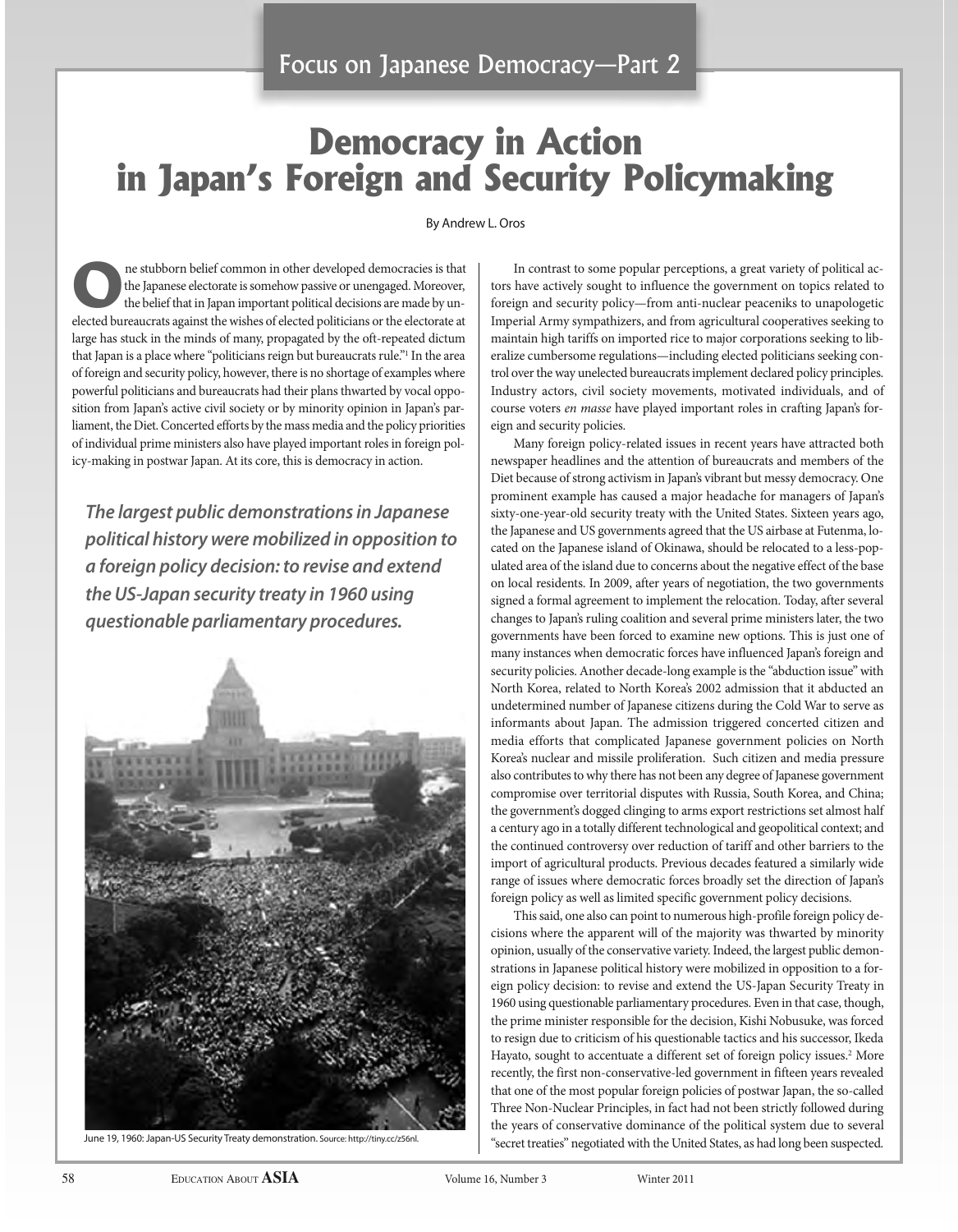Focus on Japanese Democracy—Part 2

# Democracy in Action in Japan's Foreign and Security Policymaking

By Andrew L. Oros

One stubborn belief common in other developed democracies is that the Japanese electorate is somehow passive or unengaged. Moreover, the belief that in Japan important political decisions are made by unelected bureaucrats against the wishes of elected politicians or the electorate at large has stuck in the minds of many, propagated by the oft-repeated dictum that Japan is a place where "politicians reign but bureaucrats rule."[1] In the area of foreign and security policy, however, there is no shortage of examples where powerful politicians and bureaucrats had their plans thwarted by vocal opposition from Japan's active civil society or by minority opinion in Japan's parliament, the Diet. Concerted efforts by the mass media and the policy priorities of individual prime ministers also have played important roles in foreign policy-making in postwar Japan. At its core, this is democracy in action.

***The largest public demonstrations in Japanese political history were mobilized in opposition to a foreign policy decision: to revise and extend the US-Japan security treaty in 1960 using questionable parliamentary procedures.***

June 19, 1960: Japan-US Security Treaty demonstration. Source: http://tiny.cc/z56nl.

In contrast to some popular perceptions, a great variety of political actors have actively sought to influence the government on topics related to foreign and security policy—from anti-nuclear peaceniks to unapologetic Imperial Army sympathizers, and from agricultural cooperatives seeking to maintain high tariffs on imported rice to major corporations seeking to liberalize cumbersome regulations—including elected politicians seeking control over the way unelected bureaucrats implement declared policy principles. Industry actors, civil society movements, motivated individuals, and of course voters *en masse* have played important roles in crafting Japan's foreign and security policies.

Many foreign policy-related issues in recent years have attracted both newspaper headlines and the attention of bureaucrats and members of the Diet because of strong activism in Japan's vibrant but messy democracy. One prominent example has caused a major headache for managers of Japan's sixty-one-year-old security treaty with the United States. Sixteen years ago, the Japanese and US governments agreed that the US airbase at Futenma, located on the Japanese island of Okinawa, should be relocated to a less-populated area of the island due to concerns about the negative effect of the base on local residents. In 2009, after years of negotiation, the two governments signed a formal agreement to implement the relocation. Today, after several changes to Japan's ruling coalition and several prime ministers later, the two governments have been forced to examine new options. This is just one of many instances when democratic forces have influenced Japan's foreign and security policies. Another decade-long example is the "abduction issue" with North Korea, related to North Korea's 2002 admission that it abducted an undetermined number of Japanese citizens during the Cold War to serve as informants about Japan. The admission triggered concerted citizen and media efforts that complicated Japanese government policies on North Korea's nuclear and missile proliferation. Such citizen and media pressure also contributes to why there has not been any degree of Japanese government compromise over territorial disputes with Russia, South Korea, and China; the government's dogged clinging to arms export restrictions set almost half a century ago in a totally different technological and geopolitical context; and the continued controversy over reduction of tariff and other barriers to the import of agricultural products. Previous decades featured a similarly wide range of issues where democratic forces broadly set the direction of Japan's foreign policy as well as limited specific government policy decisions.

This said, one also can point to numerous high-profile foreign policy decisions where the apparent will of the majority was thwarted by minority opinion, usually of the conservative variety. Indeed, the largest public demonstrations in Japanese political history were mobilized in opposition to a foreign policy decision: to revise and extend the US-Japan Security Treaty in 1960 using questionable parliamentary procedures. Even in that case, though, the prime minister responsible for the decision, Kishi Nobusuke, was forced to resign due to criticism of his questionable tactics and his successor, Ikeda Hayato, sought to accentuate a different set of foreign policy issues.[2] More recently, the first non-conservative-led government in fifteen years revealed that one of the most popular foreign policies of postwar Japan, the so-called Three Non-Nuclear Principles, in fact had not been strictly followed during the years of conservative dominance of the political system due to several "secret treaties" negotiated with the United States, as had long been suspected.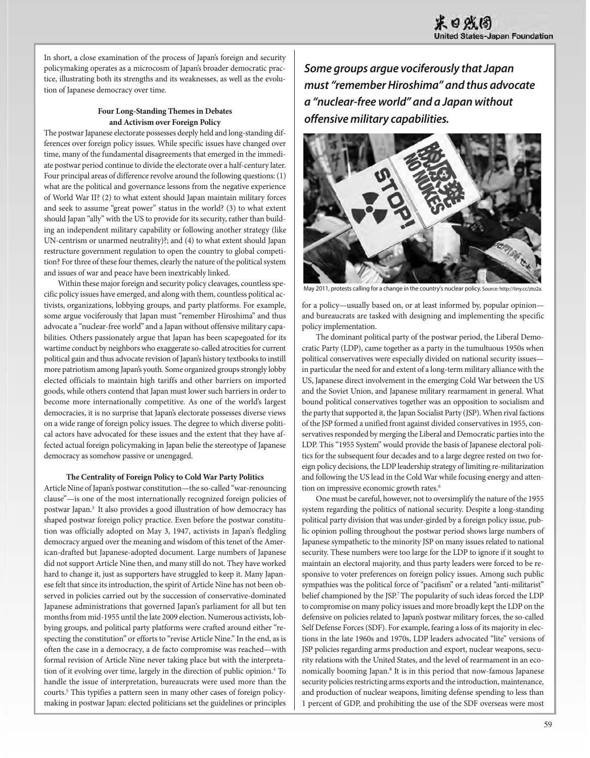In short, a close examination of the process of Japan's foreign and security policymaking operates as a microcosm of Japan's broader democratic practice, illustrating both its strengths and its weaknesses, as well as the evolution of Japanese democracy over time.

### Four Long-Standing Themes in Debates and Activism over Foreign Policy

The postwar Japanese electorate possesses deeply held and long-standing differences over foreign policy issues. While specific issues have changed over time, many of the fundamental disagreements that emerged in the immediate postwar period continue to divide the electorate over a half-century later. Four principal areas of difference revolve around the following questions: (1) what are the political and governance lessons from the negative experience of World War II? (2) to what extent should Japan maintain military forces and seek to assume "great power" status in the world? (3) to what extent should Japan "ally" with the US to provide for its security, rather than building an independent military capability or following another strategy (like UN-centrism or unarmed neutrality)?; and (4) to what extent should Japan restructure government regulation to open the country to global competition? For three of these four themes, clearly the nature of the political system and issues of war and peace have been inextricably linked.

Within these major foreign and security policy cleavages, countless specific policy issues have emerged, and along with them, countless political activists, organizations, lobbying groups, and party platforms. For example, some argue vociferously that Japan must "remember Hiroshima" and thus advocate a "nuclear-free world" and a Japan without offensive military capabilities. Others passionately argue that Japan has been scapegoated for its wartime conduct by neighbors who exaggerate so-called atrocities for current political gain and thus advocate revision of Japan's history textbooks to instill more patriotism among Japan's youth. Some organized groups strongly lobby elected officials to maintain high tariffs and other barriers on imported goods, while others contend that Japan must lower such barriers in order to become more internationally competitive. As one of the world's largest democracies, it is no surprise that Japan's electorate possesses diverse views on a wide range of foreign policy issues. The degree to which diverse political actors have advocated for these issues and the extent that they have affected actual foreign policymaking in Japan belie the stereotype of Japanese democracy as somehow passive or unengaged.

### The Centrality of Foreign Policy to Cold War Party Politics

Article Nine of Japan's postwar constitution—the so-called "war-renouncing clause"—is one of the most internationally recognized foreign policies of postwar Japan.[3] It also provides a good illustration of how democracy has shaped postwar foreign policy practice. Even before the postwar constitution was officially adopted on May 3, 1947, activists in Japan's fledgling democracy argued over the meaning and wisdom of this tenet of the American-drafted but Japanese-adopted document. Large numbers of Japanese did not support Article Nine then, and many still do not. They have worked hard to change it, just as supporters have struggled to keep it. Many Japanese felt that since its introduction, the spirit of Article Nine has not been observed in policies carried out by the succession of conservative-dominated Japanese administrations that governed Japan's parliament for all but ten months from mid-1955 until the late 2009 election. Numerous activists, lobbying groups, and political party platforms were crafted around either "respecting the constitution" or efforts to "revise Article Nine." In the end, as is often the case in a democracy, a de facto compromise was reached—with formal revision of Article Nine never taking place but with the interpretation of it evolving over time, largely in the direction of public opinion.[4] To handle the issue of interpretation, bureaucrats were used more than the courts.[5] This typifies a pattern seen in many other cases of foreign policymaking in postwar Japan: elected politicians set the guidelines or principles for a policy—usually based on, or at least informed by, popular opinion—and bureaucrats are tasked with designing and implementing the specific policy implementation.

***Some groups argue vociferously that Japan must "remember Hiroshima" and thus advocate a "nuclear-free world" and a Japan without offensive military capabilities.***

May 2011, protests calling for a change in the country's nuclear policy. Source: http://tiny.cc/zto2a.

The dominant political party of the postwar period, the Liberal Democratic Party (LDP), came together as a party in the tumultuous 1950s when political conservatives were especially divided on national security issues—in particular the need for and extent of a long-term military alliance with the US, Japanese direct involvement in the emerging Cold War between the US and the Soviet Union, and Japanese military rearmament in general. What bound political conservatives together was an opposition to socialism and the party that supported it, the Japan Socialist Party (JSP). When rival factions of the JSP formed a unified front against divided conservatives in 1955, conservatives responded by merging the Liberal and Democratic parties into the LDP. This "1955 System" would provide the basis of Japanese electoral politics for the subsequent four decades and to a large degree rested on two foreign policy decisions, the LDP leadership strategy of limiting re-militarization and following the US lead in the Cold War while focusing energy and attention on impressive economic growth rates.[6]

One must be careful, however, not to oversimplify the nature of the 1955 system regarding the politics of national security. Despite a long-standing political party division that was under-girded by a foreign policy issue, public opinion polling throughout the postwar period shows large numbers of Japanese sympathetic to the minority JSP on many issues related to national security. These numbers were too large for the LDP to ignore if it sought to maintain an electoral majority, and thus party leaders were forced to be responsive to voter preferences on foreign policy issues. Among such public sympathies was the political force of "pacifism" or a related "anti-militarist" belief championed by the JSP.[7] The popularity of such ideas forced the LDP to compromise on many policy issues and more broadly kept the LDP on the defensive on policies related to Japan's postwar military forces, the so-called Self Defense Forces (SDF). For example, fearing a loss of its majority in elections in the late 1960s and 1970s, LDP leaders advocated "lite" versions of JSP policies regarding arms production and export, nuclear weapons, security relations with the United States, and the level of rearmament in an economically booming Japan.[8] It is in this period that now-famous Japanese security policies restricting arms exports and the introduction, maintenance, and production of nuclear weapons, limiting defense spending to less than 1 percent of GDP, and prohibiting the use of the SDF overseas were most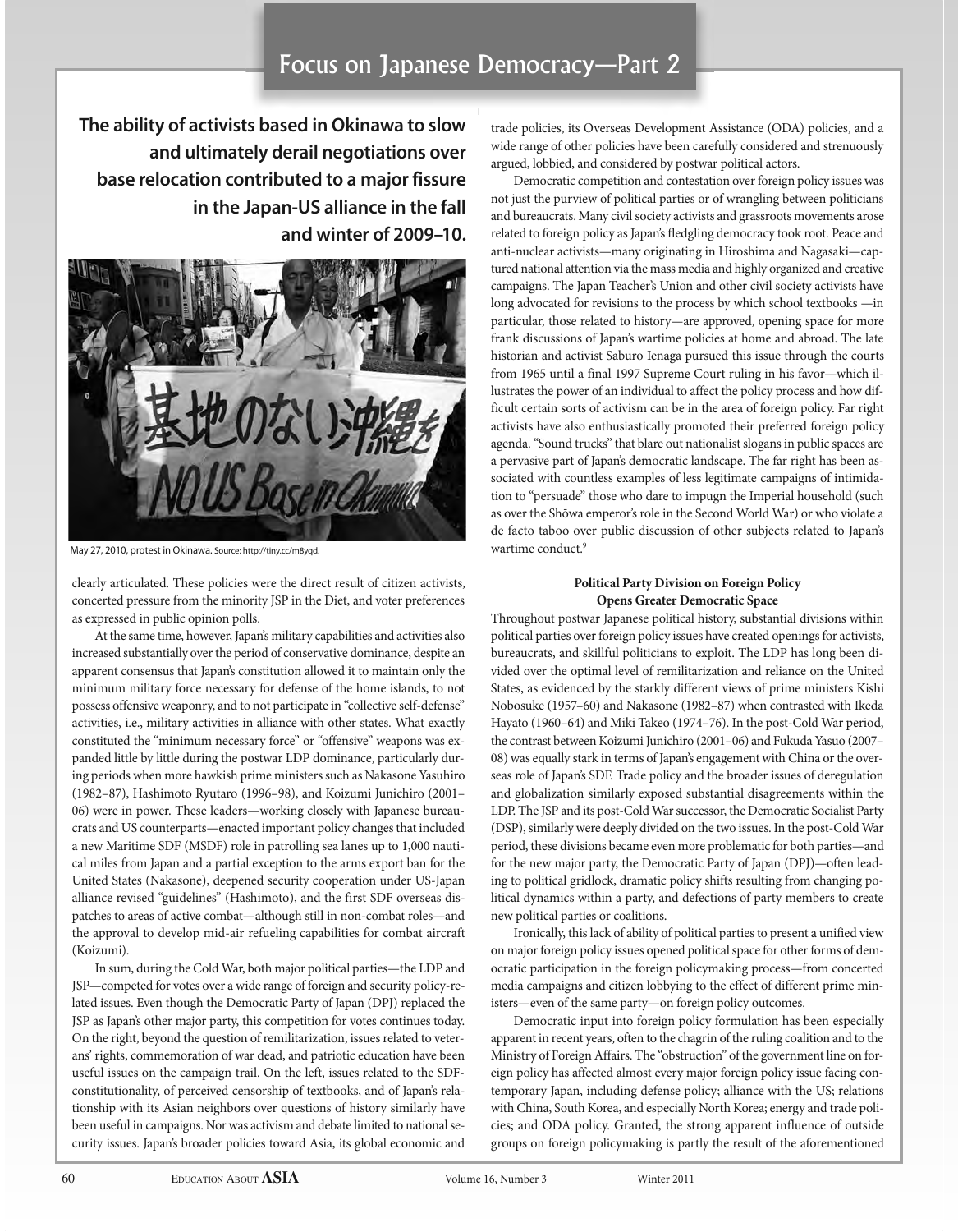**The ability of activists based in Okinawa to slow and ultimately derail negotiations over base relocation contributed to a major fissure in the Japan-US alliance in the fall and winter of 2009–10.**

May 27, 2010, protest in Okinawa. Source: http://tiny.cc/m8yqd.

clearly articulated. These policies were the direct result of citizen activists, concerted pressure from the minority JSP in the Diet, and voter preferences as expressed in public opinion polls.

At the same time, however, Japan's military capabilities and activities also increased substantially over the period of conservative dominance, despite an apparent consensus that Japan's constitution allowed it to maintain only the minimum military force necessary for defense of the home islands, to not possess offensive weaponry, and to not participate in "collective self-defense" activities, i.e., military activities in alliance with other states. What exactly constituted the "minimum necessary force" or "offensive" weapons was expanded little by little during the postwar LDP dominance, particularly during periods when more hawkish prime ministers such as Nakasone Yasuhiro (1982–87), Hashimoto Ryutaro (1996–98), and Koizumi Junichiro (2001–06) were in power. These leaders—working closely with Japanese bureaucrats and US counterparts—enacted important policy changes that included a new Maritime SDF (MSDF) role in patrolling sea lanes up to 1,000 nautical miles from Japan and a partial exception to the arms export ban for the United States (Nakasone), deepened security cooperation under US-Japan alliance revised "guidelines" (Hashimoto), and the first SDF overseas dispatches to areas of active combat—although still in non-combat roles—and the approval to develop mid-air refueling capabilities for combat aircraft (Koizumi).

In sum, during the Cold War, both major political parties—the LDP and JSP—competed for votes over a wide range of foreign and security policy-related issues. Even though the Democratic Party of Japan (DPJ) replaced the JSP as Japan's other major party, this competition for votes continues today. On the right, beyond the question of remilitarization, issues related to veterans' rights, commemoration of war dead, and patriotic education have been useful issues on the campaign trail. On the left, issues related to the SDF-constitutionality, of perceived censorship of textbooks, and of Japan's relationship with its Asian neighbors over questions of history similarly have been useful in campaigns. Nor was activism and debate limited to national security issues. Japan's broader policies toward Asia, its global economic and trade policies, its Overseas Development Assistance (ODA) policies, and a wide range of other policies have been carefully considered and strenuously argued, lobbied, and considered by postwar political actors.

Democratic competition and contestation over foreign policy issues was not just the purview of political parties or of wrangling between politicians and bureaucrats. Many civil society activists and grassroots movements arose related to foreign policy as Japan's fledgling democracy took root. Peace and anti-nuclear activists—many originating in Hiroshima and Nagasaki—captured national attention via the mass media and highly organized and creative campaigns. The Japan Teacher's Union and other civil society activists have long advocated for revisions to the process by which school textbooks —in particular, those related to history—are approved, opening space for more frank discussions of Japan's wartime policies at home and abroad. The late historian and activist Saburo Ienaga pursued this issue through the courts from 1965 until a final 1997 Supreme Court ruling in his favor—which illustrates the power of an individual to affect the policy process and how difficult certain sorts of activism can be in the area of foreign policy. Far right activists have also enthusiastically promoted their preferred foreign policy agenda. "Sound trucks" that blare out nationalist slogans in public spaces are a pervasive part of Japan's democratic landscape. The far right has been associated with countless examples of less legitimate campaigns of intimidation to "persuade" those who dare to impugn the Imperial household (such as over the Shōwa emperor's role in the Second World War) or who violate a de facto taboo over public discussion of other subjects related to Japan's wartime conduct.[9]

### Political Party Division on Foreign Policy Opens Greater Democratic Space

Throughout postwar Japanese political history, substantial divisions within political parties over foreign policy issues have created openings for activists, bureaucrats, and skillful politicians to exploit. The LDP has long been divided over the optimal level of remilitarization and reliance on the United States, as evidenced by the starkly different views of prime ministers Kishi Nobosuke (1957–60) and Nakasone (1982–87) when contrasted with Ikeda Hayato (1960–64) and Miki Takeo (1974–76). In the post-Cold War period, the contrast between Koizumi Junichiro (2001–06) and Fukuda Yasuo (2007–08) was equally stark in terms of Japan's engagement with China or the overseas role of Japan's SDF. Trade policy and the broader issues of deregulation and globalization similarly exposed substantial disagreements within the LDP. The JSP and its post-Cold War successor, the Democratic Socialist Party (DSP), similarly were deeply divided on the two issues. In the post-Cold War period, these divisions became even more problematic for both parties—and for the new major party, the Democratic Party of Japan (DPJ)—often leading to political gridlock, dramatic policy shifts resulting from changing political dynamics within a party, and defections of party members to create new political parties or coalitions.

Ironically, this lack of ability of political parties to present a unified view on major foreign policy issues opened political space for other forms of democratic participation in the foreign policymaking process—from concerted media campaigns and citizen lobbying to the effect of different prime ministers—even of the same party—on foreign policy outcomes.

Democratic input into foreign policy formulation has been especially apparent in recent years, often to the chagrin of the ruling coalition and to the Ministry of Foreign Affairs. The "obstruction" of the government line on foreign policy has affected almost every major foreign policy issue facing contemporary Japan, including defense policy; alliance with the US; relations with China, South Korea, and especially North Korea; energy and trade policies; and ODA policy. Granted, the strong apparent influence of outside groups on foreign policymaking is partly the result of the aforementioned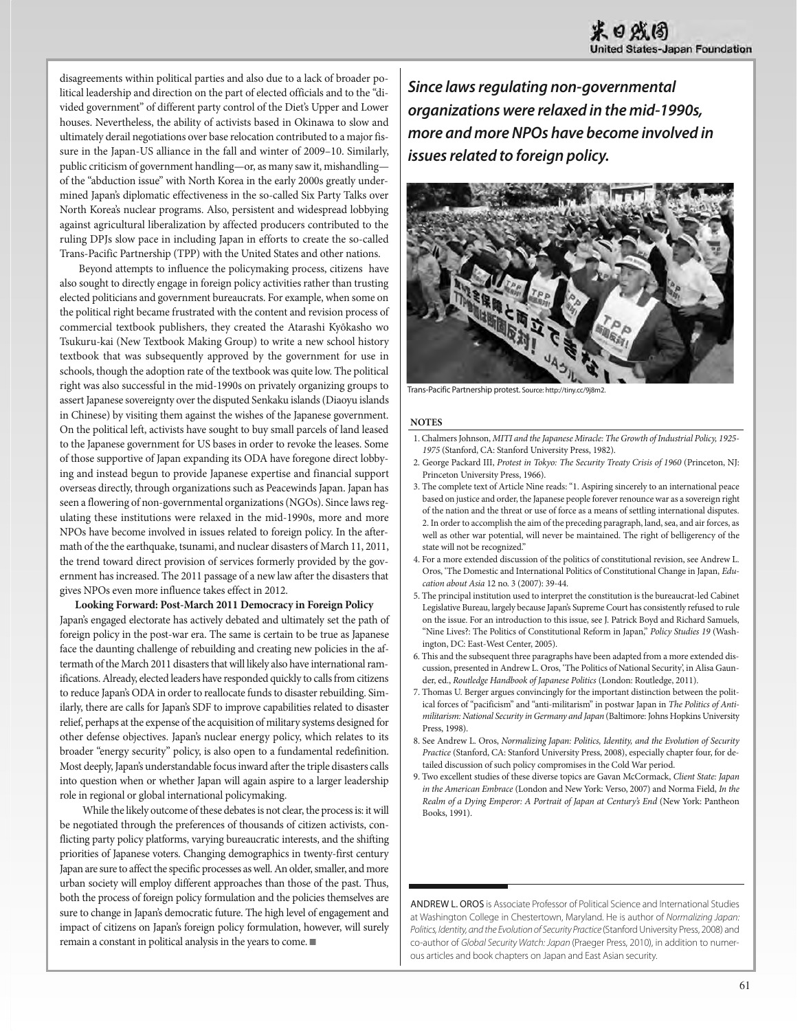disagreements within political parties and also due to a lack of broader political leadership and direction on the part of elected officials and to the "divided government" of different party control of the Diet's Upper and Lower houses. Nevertheless, the ability of activists based in Okinawa to slow and ultimately derail negotiations over base relocation contributed to a major fissure in the Japan-US alliance in the fall and winter of 2009–10. Similarly, public criticism of government handling—or, as many saw it, mishandling—of the "abduction issue" with North Korea in the early 2000s greatly undermined Japan's diplomatic effectiveness in the so-called Six Party Talks over North Korea's nuclear programs. Also, persistent and widespread lobbying against agricultural liberalization by affected producers contributed to the ruling DPJs slow pace in including Japan in efforts to create the so-called Trans-Pacific Partnership (TPP) with the United States and other nations.

Beyond attempts to influence the policymaking process, citizens have also sought to directly engage in foreign policy activities rather than trusting elected politicians and government bureaucrats. For example, when some on the political right became frustrated with the content and revision process of commercial textbook publishers, they created the Atarashi Kyōkasho wo Tsukuru-kai (New Textbook Making Group) to write a new school history textbook that was subsequently approved by the government for use in schools, though the adoption rate of the textbook was quite low. The political right was also successful in the mid-1990s on privately organizing groups to assert Japanese sovereignty over the disputed Senkaku islands (Diaoyu islands in Chinese) by visiting them against the wishes of the Japanese government. On the political left, activists have sought to buy small parcels of land leased to the Japanese government for US bases in order to revoke the leases. Some of those supportive of Japan expanding its ODA have foregone direct lobbying and instead begun to provide Japanese expertise and financial support overseas directly, through organizations such as Peacewinds Japan. Japan has seen a flowering of non-governmental organizations (NGOs). Since laws regulating these institutions were relaxed in the mid-1990s, more and more NPOs have become involved in issues related to foreign policy. In the aftermath of the the earthquake, tsunami, and nuclear disasters of March 11, 2011, the trend toward direct provision of services formerly provided by the government has increased. The 2011 passage of a new law after the disasters that gives NPOs even more influence takes effect in 2012.

**Looking Forward: Post-March 2011 Democracy in Foreign Policy**

Japan's engaged electorate has actively debated and ultimately set the path of foreign policy in the post-war era. The same is certain to be true as Japanese face the daunting challenge of rebuilding and creating new policies in the aftermath of the March 2011 disasters that will likely also have international ramifications. Already, elected leaders have responded quickly to calls from citizens to reduce Japan's ODA in order to reallocate funds to disaster rebuilding. Similarly, there are calls for Japan's SDF to improve capabilities related to disaster relief, perhaps at the expense of the acquisition of military systems designed for other defense objectives. Japan's nuclear energy policy, which relates to its broader "energy security" policy, is also open to a fundamental redefinition. Most deeply, Japan's understandable focus inward after the triple disasters calls into question when or whether Japan will again aspire to a larger leadership role in regional or global international policymaking.

While the likely outcome of these debates is not clear, the process is: it will be negotiated through the preferences of thousands of citizen activists, conflicting party policy platforms, varying bureaucratic interests, and the shifting priorities of Japanese voters. Changing demographics in twenty-first century Japan are sure to affect the specific processes as well. An older, smaller, and more urban society will employ different approaches than those of the past. Thus, both the process of foreign policy formulation and the policies themselves are sure to change in Japan's democratic future. The high level of engagement and impact of citizens on Japan's foreign policy formulation, however, will surely remain a constant in political analysis in the years to come. ■

***Since laws regulating non-governmental organizations were relaxed in the mid-1990s, more and more NPOs have become involved in issues related to foreign policy.***

Trans-Pacific Partnership protest. Source: http://tiny.cc/9j8m2.

## NOTES

1. Chalmers Johnson, *MITI and the Japanese Miracle: The Growth of Industrial Policy, 1925-1975* (Stanford, CA: Stanford University Press, 1982).
2. George Packard III, *Protest in Tokyo: The Security Treaty Crisis of 1960* (Princeton, NJ: Princeton University Press, 1966).
3. The complete text of Article Nine reads: "1. Aspiring sincerely to an international peace based on justice and order, the Japanese people forever renounce war as a sovereign right of the nation and the threat or use of force as a means of settling international disputes. 2. In order to accomplish the aim of the preceding paragraph, land, sea, and air forces, as well as other war potential, will never be maintained. The right of belligerency of the state will not be recognized."
4. For a more extended discussion of the politics of constitutional revision, see Andrew L. Oros, 'The Domestic and International Politics of Constitutional Change in Japan, *Education about Asia* 12 no. 3 (2007): 39-44.
5. The principal institution used to interpret the constitution is the bureaucrat-led Cabinet Legislative Bureau, largely because Japan's Supreme Court has consistently refused to rule on the issue. For an introduction to this issue, see J. Patrick Boyd and Richard Samuels, "Nine Lives?: The Politics of Constitutional Reform in Japan," *Policy Studies 19* (Washington, DC: East-West Center, 2005).
6. This and the subsequent three paragraphs have been adapted from a more extended discussion, presented in Andrew L. Oros, 'The Politics of National Security', in Alisa Gaunder, ed., *Routledge Handbook of Japanese Politics* (London: Routledge, 2011).
7. Thomas U. Berger argues convincingly for the important distinction between the political forces of "pacificism" and "anti-militarism" in postwar Japan in *The Politics of Antimilitarism: National Security in Germany and Japan* (Baltimore: Johns Hopkins University Press, 1998).
8. See Andrew L. Oros, *Normalizing Japan: Politics, Identity, and the Evolution of Security Practice* (Stanford, CA: Stanford University Press, 2008), especially chapter four, for detailed discussion of such policy compromises in the Cold War period.
9. Two excellent studies of these diverse topics are Gavan McCormack, *Client State: Japan in the American Embrace* (London and New York: Verso, 2007) and Norma Field, *In the Realm of a Dying Emperor: A Portrait of Japan at Century's End* (New York: Pantheon Books, 1991).

ANDREW L. OROS is Associate Professor of Political Science and International Studies at Washington College in Chestertown, Maryland. He is author of *Normalizing Japan: Politics, Identity, and the Evolution of Security Practice* (Stanford University Press, 2008) and co-author of *Global Security Watch: Japan* (Praeger Press, 2010), in addition to numerous articles and book chapters on Japan and East Asian security.